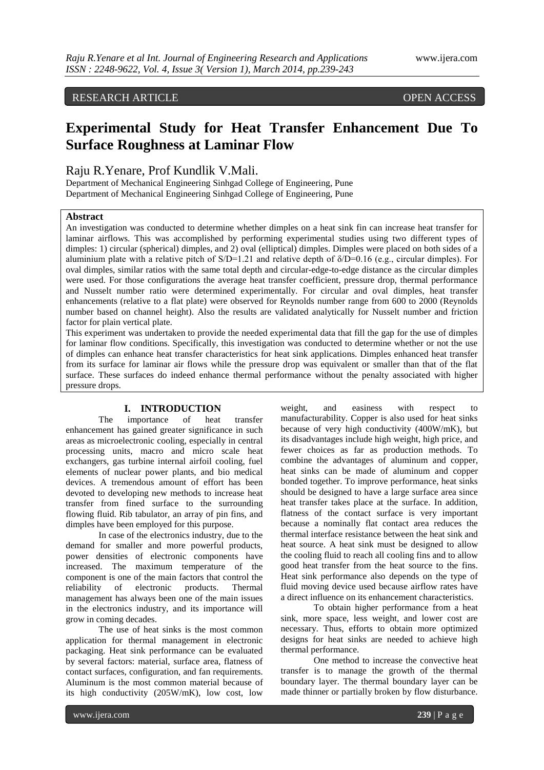RESEARCH ARTICLE OPEN ACCESS

# Experimental Study for Heat Transfer Enhancement Due To Surface Roughness at Laminar Flow

Raju R.Yenare, Prof Kundlik V.Mali.

Department of Mechanical Engineering Sinhgad College of Engineering, Pune
Department of Mechanical Engineering Sinhgad College of Engineering, Pune

## Abstract

An investigation was conducted to determine whether dimples on a heat sink fin can increase heat transfer for laminar airflows. This was accomplished by performing experimental studies using two different types of dimples: 1) circular (spherical) dimples, and 2) oval (elliptical) dimples. Dimples were placed on both sides of a aluminium plate with a relative pitch of $S/D=1.21$ and relative depth of $\delta/D=0.16$ (e.g., circular dimples). For oval dimples, similar ratios with the same total depth and circular-edge-to-edge distance as the circular dimples were used. For those configurations the average heat transfer coefficient, pressure drop, thermal performance and Nusselt number ratio were determined experimentally. For circular and oval dimples, heat transfer enhancements (relative to a flat plate) were observed for Reynolds number range from 600 to 2000 (Reynolds number based on channel height). Also the results are validated analytically for Nusselt number and friction factor for plain vertical plate.

This experiment was undertaken to provide the needed experimental data that fill the gap for the use of dimples for laminar flow conditions. Specifically, this investigation was conducted to determine whether or not the use of dimples can enhance heat transfer characteristics for heat sink applications. Dimples enhanced heat transfer from its surface for laminar air flows while the pressure drop was equivalent or smaller than that of the flat surface. These surfaces do indeed enhance thermal performance without the penalty associated with higher pressure drops.

## I. INTRODUCTION

The importance of heat transfer enhancement has gained greater significance in such areas as microelectronic cooling, especially in central processing units, macro and micro scale heat exchangers, gas turbine internal airfoil cooling, fuel elements of nuclear power plants, and bio medical devices. A tremendous amount of effort has been devoted to developing new methods to increase heat transfer from fined surface to the surrounding flowing fluid. Rib tabulator, an array of pin fins, and dimples have been employed for this purpose.

In case of the electronics industry, due to the demand for smaller and more powerful products, power densities of electronic components have increased. The maximum temperature of the component is one of the main factors that control the reliability of electronic products. Thermal management has always been one of the main issues in the electronics industry, and its importance will grow in coming decades.

The use of heat sinks is the most common application for thermal management in electronic packaging. Heat sink performance can be evaluated by several factors: material, surface area, flatness of contact surfaces, configuration, and fan requirements. Aluminum is the most common material because of its high conductivity (205W/mK), low cost, low weight, and easiness with respect to manufacturability. Copper is also used for heat sinks because of very high conductivity (400W/mK), but its disadvantages include high weight, high price, and fewer choices as far as production methods. To combine the advantages of aluminum and copper, heat sinks can be made of aluminum and copper bonded together. To improve performance, heat sinks should be designed to have a large surface area since heat transfer takes place at the surface. In addition, flatness of the contact surface is very important because a nominally flat contact area reduces the thermal interface resistance between the heat sink and heat source. A heat sink must be designed to allow the cooling fluid to reach all cooling fins and to allow good heat transfer from the heat source to the fins. Heat sink performance also depends on the type of fluid moving device used because airflow rates have a direct influence on its enhancement characteristics.

To obtain higher performance from a heat sink, more space, less weight, and lower cost are necessary. Thus, efforts to obtain more optimized designs for heat sinks are needed to achieve high thermal performance.

One method to increase the convective heat transfer is to manage the growth of the thermal boundary layer. The thermal boundary layer can be made thinner or partially broken by flow disturbance.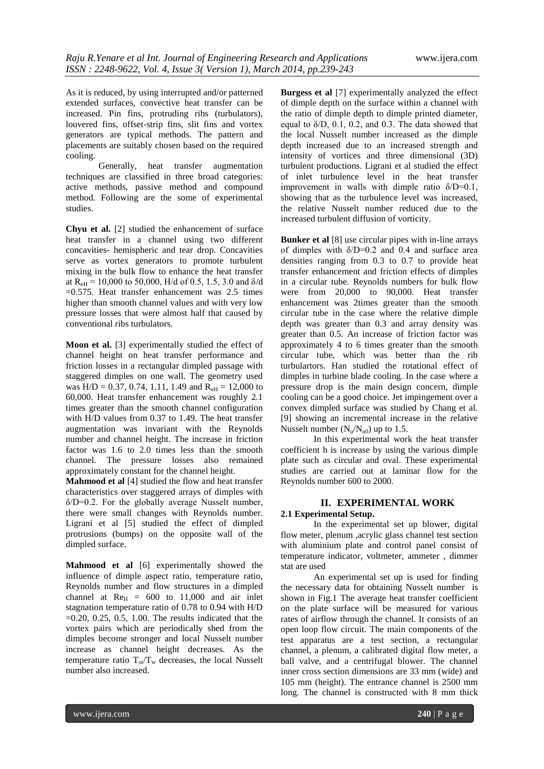As it is reduced, by using interrupted and/or patterned extended surfaces, convective heat transfer can be increased. Pin fins, protruding ribs (turbulators), louvered fins, offset-strip fins, slit fins and vortex generators are typical methods. The pattern and placements are suitably chosen based on the required cooling.

Generally, heat transfer augmentation techniques are classified in three broad categories: active methods, passive method and compound method. Following are the some of experimental studies.

**Chyu et al.** [2] studied the enhancement of surface heat transfer in a channel using two different concavities- hemispheric and tear drop. Concavities serve as vortex generators to promote turbulent mixing in the bulk flow to enhance the heat transfer at $R_{eH}$ = 10,000 to 50,000, H/d of 0.5, 1.5, 3.0 and δ/d =0.575. Heat transfer enhancement was 2.5 times higher than smooth channel values and with very low pressure losses that were almost half that caused by conventional ribs turbulators.

**Moon et al.** [3] experimentally studied the effect of channel height on heat transfer performance and friction losses in a rectangular dimpled passage with staggered dimples on one wall. The geometry used was H/D = 0.37, 0.74, 1.11, 1.49 and $R_{eH}$ = 12,000 to 60,000. Heat transfer enhancement was roughly 2.1 times greater than the smooth channel configuration with H/D values from 0.37 to 1.49. The heat transfer augmentation was invariant with the Reynolds number and channel height. The increase in friction factor was 1.6 to 2.0 times less than the smooth channel. The pressure losses also remained approximately constant for the channel height.

**Mahmood et al** [4] studied the flow and heat transfer characteristics over staggered arrays of dimples with δ/D=0.2. For the globally average Nusselt number, there were small changes with Reynolds number. Ligrani et al [5] studied the effect of dimpled protrusions (bumps) on the opposite wall of the dimpled surface.

**Mahmood et al** [6] experimentally showed the influence of dimple aspect ratio, temperature ratio, Reynolds number and flow structures in a dimpled channel at $Re_H$ = 600 to 11,000 and air inlet stagnation temperature ratio of 0.78 to 0.94 with H/D =0.20, 0.25, 0.5, 1.00. The results indicated that the vortex pairs which are periodically shed from the dimples become stronger and local Nusselt number increase as channel height decreases. As the temperature ratio $T_{oi}/T_w$ decreases, the local Nusselt number also increased.

**Burgess et al** [7] experimentally analyzed the effect of dimple depth on the surface within a channel with the ratio of dimple depth to dimple printed diameter, equal to δ/D, 0.1, 0.2, and 0.3. The data showed that the local Nusselt number increased as the dimple depth increased due to an increased strength and intensity of vortices and three dimensional (3D) turbulent productions. Ligrani et al studied the effect of inlet turbulence level in the heat transfer improvement in walls with dimple ratio δ/D=0.1, showing that as the turbulence level was increased, the relative Nusselt number reduced due to the increased turbulent diffusion of vorticity.

**Bunker et al** [8] use circular pipes with in-line arrays of dimples with δ/D=0.2 and 0.4 and surface area densities ranging from 0.3 to 0.7 to provide heat transfer enhancement and friction effects of dimples in a circular tube. Reynolds numbers for bulk flow were from 20,000 to 90,000. Heat transfer enhancement was 2times greater than the smooth circular tube in the case where the relative dimple depth was greater than 0.3 and array density was greater than 0.5. An increase of friction factor was approximately 4 to 6 times greater than the smooth circular tube, which was better than the rib turbulartors. Han studied the rotational effect of dimples in turbine blade cooling. In the case where a pressure drop is the main design concern, dimple cooling can be a good choice. Jet impingement over a convex dimpled surface was studied by Chang et al. [9] showing an incremental increase in the relative Nusselt number ($N_u/N_{u0}$) up to 1.5.

In this experimental work the heat transfer coefficient h is increase by using the various dimple plate such as circular and oval. These experimental studies are carried out at laminar flow for the Reynolds number 600 to 2000.

## II. EXPERIMENTAL WORK

### 2.1 Experimental Setup.

In the experimental set up blower, digital flow meter, plenum ,acrylic glass channel test section with aluminium plate and control panel consist of temperature indicator, voltmeter, ammeter , dimmer stat are used

An experimental set up is used for finding the necessary data for obtaining Nusselt number is shown in Fig.1 The average heat transfer coefficient on the plate surface will be measured for various rates of airflow through the channel. It consists of an open loop flow circuit. The main components of the test apparatus are a test section, a rectangular channel, a plenum, a calibrated digital flow meter, a ball valve, and a centrifugal blower. The channel inner cross section dimensions are 33 mm (wide) and 105 mm (height). The entrance channel is 2500 mm long. The channel is constructed with 8 mm thick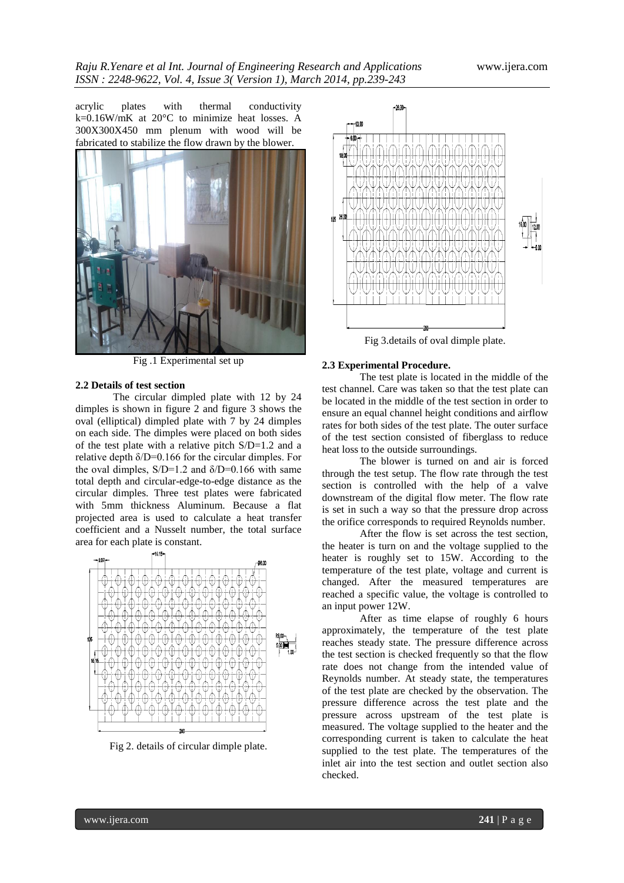acrylic plates with thermal conductivity k=0.16W/mK at 20°C to minimize heat losses. A 300X300X450 mm plenum with wood will be fabricated to stabilize the flow drawn by the blower.

Fig .1 Experimental set up

**2.2 Details of test section**

The circular dimpled plate with 12 by 24 dimples is shown in figure 2 and figure 3 shows the oval (elliptical) dimpled plate with 7 by 24 dimples on each side. The dimples were placed on both sides of the test plate with a relative pitch S/D=1.2 and a relative depth δ/D=0.166 for the circular dimples. For the oval dimples, S/D=1.2 and δ/D=0.166 with same total depth and circular-edge-to-edge distance as the circular dimples. Three test plates were fabricated with 5mm thickness Aluminum. Because a flat projected area is used to calculate a heat transfer coefficient and a Nusselt number, the total surface area for each plate is constant.

Fig 2. details of circular dimple plate.

Fig 3.details of oval dimple plate.

**2.3 Experimental Procedure.**

The test plate is located in the middle of the test channel. Care was taken so that the test plate can be located in the middle of the test section in order to ensure an equal channel height conditions and airflow rates for both sides of the test plate. The outer surface of the test section consisted of fiberglass to reduce heat loss to the outside surroundings.

The blower is turned on and air is forced through the test setup. The flow rate through the test section is controlled with the help of a valve downstream of the digital flow meter. The flow rate is set in such a way so that the pressure drop across the orifice corresponds to required Reynolds number.

After the flow is set across the test section, the heater is turn on and the voltage supplied to the heater is roughly set to 15W. According to the temperature of the test plate, voltage and current is changed. After the measured temperatures are reached a specific value, the voltage is controlled to an input power 12W.

After as time elapse of roughly 6 hours approximately, the temperature of the test plate reaches steady state. The pressure difference across the test section is checked frequently so that the flow rate does not change from the intended value of Reynolds number. At steady state, the temperatures of the test plate are checked by the observation. The pressure difference across the test plate and the pressure across upstream of the test plate is measured. The voltage supplied to the heater and the corresponding current is taken to calculate the heat supplied to the test plate. The temperatures of the inlet air into the test section and outlet section also checked.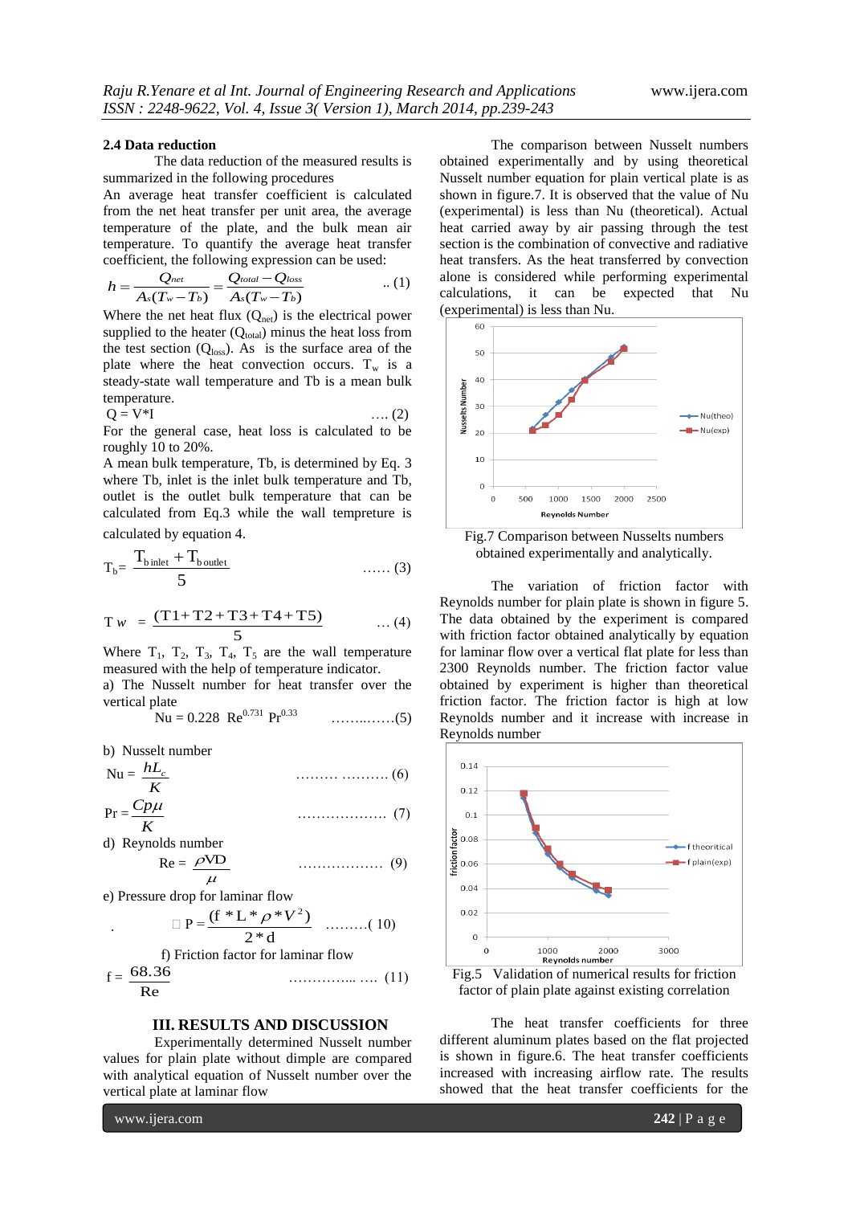### 2.4 Data reduction

The data reduction of the measured results is summarized in the following procedures

An average heat transfer coefficient is calculated from the net heat transfer per unit area, the average temperature of the plate, and the bulk mean air temperature. To quantify the average heat transfer coefficient, the following expression can be used:

$$h = \frac{Q_{net}}{A_s(T_w - T_b)} = \frac{Q_{total} - Q_{loss}}{A_s(T_w - T_b)} \quad \text{.. (1)}$$

Where the net heat flux ($Q_{net}$) is the electrical power supplied to the heater ($Q_{total}$) minus the heat loss from the test section ($Q_{loss}$). As is the surface area of the plate where the heat convection occurs. $T_w$ is a steady-state wall temperature and Tb is a mean bulk temperature.

$$Q = V*I \quad \text{.... (2)}$$

For the general case, heat loss is calculated to be roughly 10 to 20%.

A mean bulk temperature, Tb, is determined by Eq. 3 where Tb, inlet is the inlet bulk temperature and Tb, outlet is the outlet bulk temperature that can be calculated from Eq.3 while the wall tempreture is calculated by equation 4.

$$T_b = \frac{T_{b\,inlet} + T_{b\,outlet}}{5} \quad \text{...... (3)}$$

$$T_w = \frac{(T1 + T2 + T3 + T4 + T5)}{5} \quad \text{... (4)}$$

Where $T_1$, $T_2$, $T_3$, $T_4$, $T_5$ are the wall temperature measured with the help of temperature indicator.

a) The Nusselt number for heat transfer over the vertical plate

$$Nu = 0.228\ Re^{0.731}\ Pr^{0.33} \quad \text{..........(5)}$$

b) Nusselt number

$$Nu = \frac{hL_c}{K} \quad \text{......... .......... (6)}$$

$$Pr = \frac{Cp\mu}{K} \quad \text{.................. (7)}$$

d) Reynolds number

$$Re = \frac{\rho VD}{\mu} \quad \text{.................. (9)}$$

e) Pressure drop for laminar flow

$$\Delta P = \frac{(f * L * \rho * V^2)}{2 * d} \quad \text{.........( 10)}$$

f) Friction factor for laminar flow

$$f = \frac{68.36}{Re} \quad \text{.............. .... (11)}$$

## III. RESULTS AND DISCUSSION

Experimentally determined Nusselt number values for plain plate without dimple are compared with analytical equation of Nusselt number over the vertical plate at laminar flow

The comparison between Nusselt numbers obtained experimentally and by using theoretical Nusselt number equation for plain vertical plate is as shown in figure.7. It is observed that the value of Nu (experimental) is less than Nu (theoretical). Actual heat carried away by air passing through the test section is the combination of convective and radiative heat transfers. As the heat transferred by convection alone is considered while performing experimental calculations, it can be expected that Nu (experimental) is less than Nu.

Fig.7 Comparison between Nusselts numbers obtained experimentally and analytically.

The variation of friction factor with Reynolds number for plain plate is shown in figure 5. The data obtained by the experiment is compared with friction factor obtained analytically by equation for laminar flow over a vertical flat plate for less than 2300 Reynolds number. The friction factor value obtained by experiment is higher than theoretical friction factor. The friction factor is high at low Reynolds number and it increase with increase in Reynolds number

Fig.5 Validation of numerical results for friction factor of plain plate against existing correlation

The heat transfer coefficients for three different aluminum plates based on the flat projected is shown in figure.6. The heat transfer coefficients increased with increasing airflow rate. The results showed that the heat transfer coefficients for the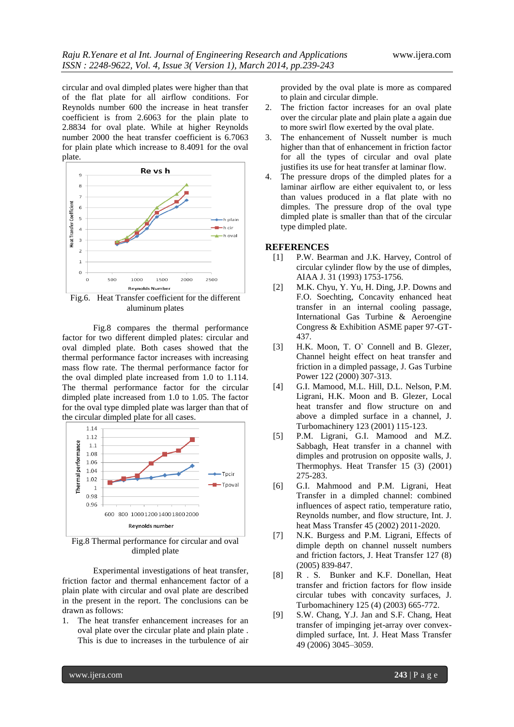circular and oval dimpled plates were higher than that of the flat plate for all airflow conditions. For Reynolds number 600 the increase in heat transfer coefficient is from 2.6063 for the plain plate to 2.8834 for oval plate. While at higher Reynolds number 2000 the heat transfer coefficient is 6.7063 for plain plate which increase to 8.4091 for the oval plate.

Re vs h

Heat Transfer Coefficient

9
8
7
6
5
4
3
2
1
0

0 500 1000 1500 2000 2500

Reynolds Number

h plain
h cir
h oval

Fig.6. Heat Transfer coefficient for the different aluminum plates

Fig.8 compares the thermal performance factor for two different dimpled plates: circular and oval dimpled plate. Both cases showed that the thermal performance factor increases with increasing mass flow rate. The thermal performance factor for the oval dimpled plate increased from 1.0 to 1.114. The thermal performance factor for the circular dimpled plate increased from 1.0 to 1.05. The factor for the oval type dimpled plate was larger than that of the circular dimpled plate for all cases.

Thermal performance

1.14
1.12
1.1
1.08
1.06
1.04
1.02
1
0.98
0.96

600 800 1000 1200 1400 1800 2000

Reynolds number

Tpcir
Tpoval

Fig.8 Thermal performance for circular and oval dimpled plate

Experimental investigations of heat transfer, friction factor and thermal enhancement factor of a plain plate with circular and oval plate are described in the present in the report. The conclusions can be drawn as follows:

1. The heat transfer enhancement increases for an oval plate over the circular plate and plain plate . This is due to increases in the turbulence of air provided by the oval plate is more as compared to plain and circular dimple.
2. The friction factor increases for an oval plate over the circular plate and plain plate a again due to more swirl flow exerted by the oval plate.
3. The enhancement of Nusselt number is much higher than that of enhancement in friction factor for all the types of circular and oval plate justifies its use for heat transfer at laminar flow.
4. The pressure drops of the dimpled plates for a laminar airflow are either equivalent to, or less than values produced in a flat plate with no dimples. The pressure drop of the oval type dimpled plate is smaller than that of the circular type dimpled plate.

## REFERENCES

[1] P.W. Bearman and J.K. Harvey, Control of circular cylinder flow by the use of dimples, AIAA J. 31 (1993) 1753-1756.

[2] M.K. Chyu, Y. Yu, H. Ding, J.P. Downs and F.O. Soechting, Concavity enhanced heat transfer in an internal cooling passage, International Gas Turbine & Aeroengine Congress & Exhibition ASME paper 97-GT-437.

[3] H.K. Moon, T. O` Connell and B. Glezer, Channel height effect on heat transfer and friction in a dimpled passage, J. Gas Turbine Power 122 (2000) 307-313.

[4] G.I. Mamood, M.L. Hill, D.L. Nelson, P.M. Ligrani, H.K. Moon and B. Glezer, Local heat transfer and flow structure on and above a dimpled surface in a channel, J. Turbomachinery 123 (2001) 115-123.

[5] P.M. Ligrani, G.I. Mamood and M.Z. Sabbagh, Heat transfer in a channel with dimples and protrusion on opposite walls, J. Thermophys. Heat Transfer 15 (3) (2001) 275-283.

[6] G.I. Mahmood and P.M. Ligrani, Heat Transfer in a dimpled channel: combined influences of aspect ratio, temperature ratio, Reynolds number, and flow structure, Int. J. heat Mass Transfer 45 (2002) 2011-2020.

[7] N.K. Burgess and P.M. Ligrani, Effects of dimple depth on channel nusselt numbers and friction factors, J. Heat Transfer 127 (8) (2005) 839-847.

[8] R . S. Bunker and K.F. Donellan, Heat transfer and friction factors for flow inside circular tubes with concavity surfaces, J. Turbomachinery 125 (4) (2003) 665-772.

[9] S.W. Chang, Y.J. Jan and S.F. Chang, Heat transfer of impinging jet-array over convex-dimpled surface, Int. J. Heat Mass Transfer 49 (2006) 3045–3059.